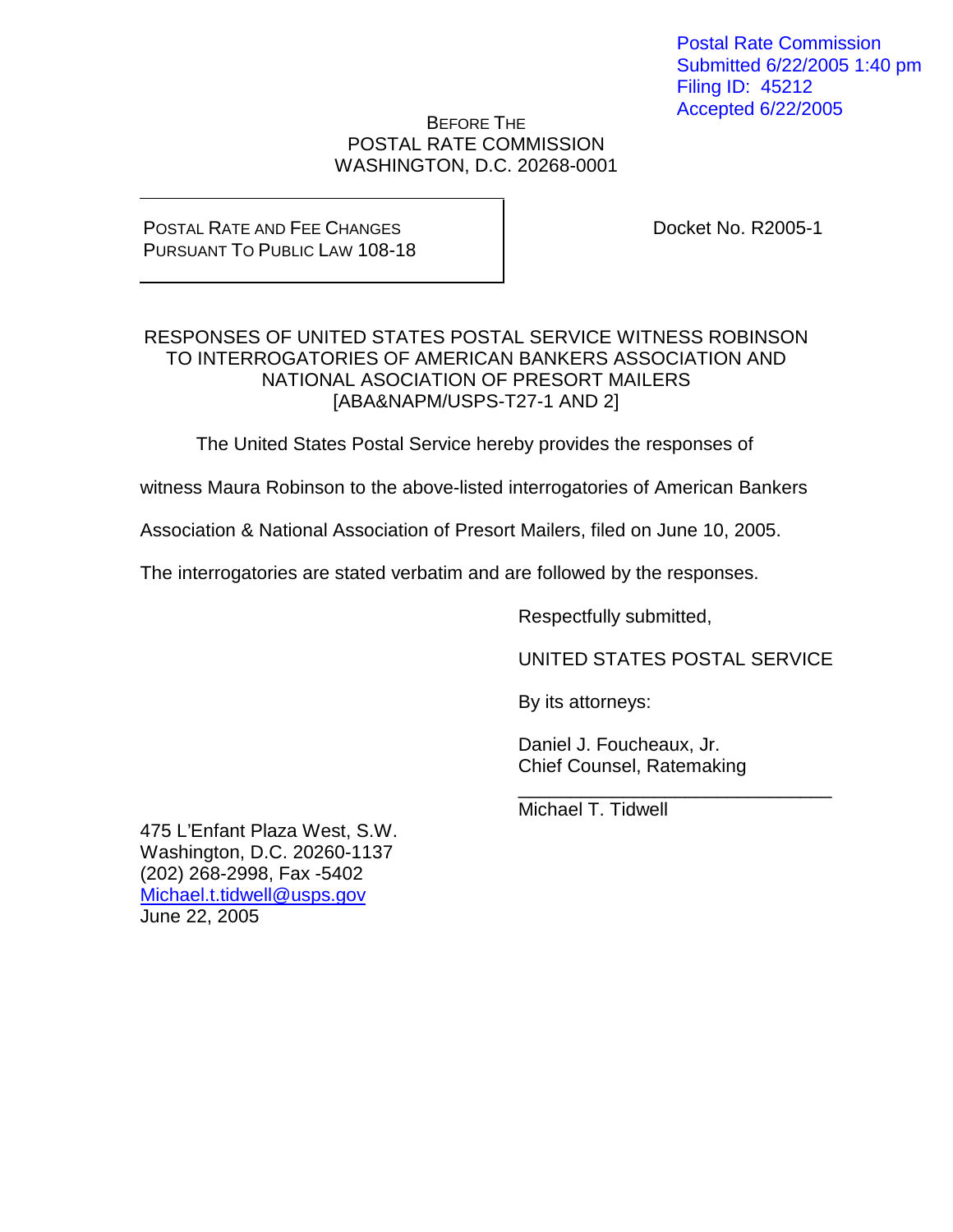Postal Rate Commission
Submitted 6/22/2005 1:40 pm
Filing ID: 45212
Accepted 6/22/2005

BEFORE THE
POSTAL RATE COMMISSION
WASHINGTON, D.C. 20268-0001

POSTAL RATE AND FEE CHANGES
PURSUANT TO PUBLIC LAW 108-18

Docket No. R2005-1

RESPONSES OF UNITED STATES POSTAL SERVICE WITNESS ROBINSON
TO INTERROGATORIES OF AMERICAN BANKERS ASSOCIATION AND
NATIONAL ASOCIATION OF PRESORT MAILERS
[ABA&NAPM/USPS-T27-1 AND 2]

The United States Postal Service hereby provides the responses of witness Maura Robinson to the above-listed interrogatories of American Bankers Association & National Association of Presort Mailers, filed on June 10, 2005. The interrogatories are stated verbatim and are followed by the responses.

Respectfully submitted,

UNITED STATES POSTAL SERVICE

By its attorneys:

Daniel J. Foucheaux, Jr.
Chief Counsel, Ratemaking

\_\_\_\_\_\_\_\_\_\_\_\_\_\_\_\_\_\_\_\_\_\_\_\_\_\_\_\_\_\_\_\_
Michael T. Tidwell

475 L'Enfant Plaza West, S.W.
Washington, D.C. 20260-1137
(202) 268-2998, Fax -5402
Michael.t.tidwell@usps.gov
June 22, 2005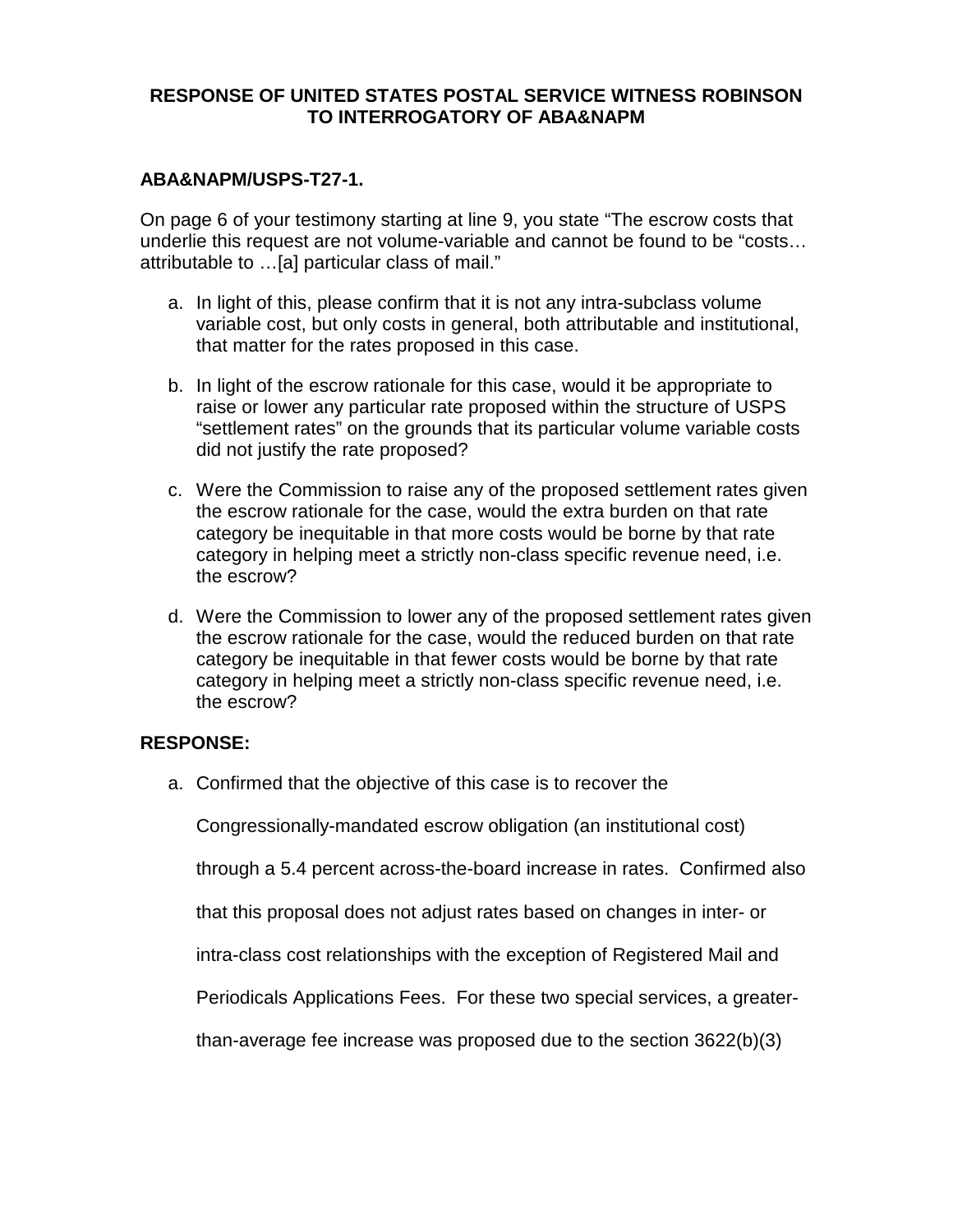**RESPONSE OF UNITED STATES POSTAL SERVICE WITNESS ROBINSON TO INTERROGATORY OF ABA&NAPM**

**ABA&NAPM/USPS-T27-1.**

On page 6 of your testimony starting at line 9, you state "The escrow costs that underlie this request are not volume-variable and cannot be found to be "costs… attributable to …[a] particular class of mail."

a. In light of this, please confirm that it is not any intra-subclass volume variable cost, but only costs in general, both attributable and institutional, that matter for the rates proposed in this case.

b. In light of the escrow rationale for this case, would it be appropriate to raise or lower any particular rate proposed within the structure of USPS "settlement rates" on the grounds that its particular volume variable costs did not justify the rate proposed?

c. Were the Commission to raise any of the proposed settlement rates given the escrow rationale for the case, would the extra burden on that rate category be inequitable in that more costs would be borne by that rate category in helping meet a strictly non-class specific revenue need, i.e. the escrow?

d. Were the Commission to lower any of the proposed settlement rates given the escrow rationale for the case, would the reduced burden on that rate category be inequitable in that fewer costs would be borne by that rate category in helping meet a strictly non-class specific revenue need, i.e. the escrow?

**RESPONSE:**

a. Confirmed that the objective of this case is to recover the Congressionally-mandated escrow obligation (an institutional cost) through a 5.4 percent across-the-board increase in rates. Confirmed also that this proposal does not adjust rates based on changes in inter- or intra-class cost relationships with the exception of Registered Mail and Periodicals Applications Fees. For these two special services, a greater-than-average fee increase was proposed due to the section 3622(b)(3)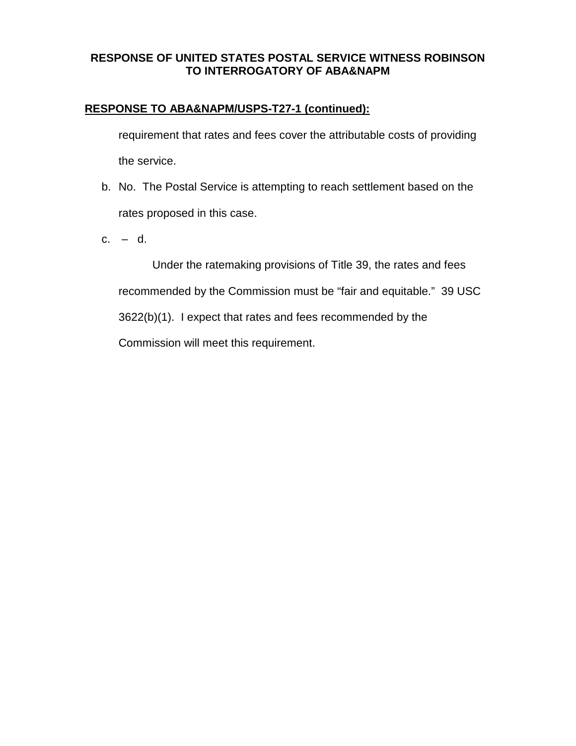**RESPONSE OF UNITED STATES POSTAL SERVICE WITNESS ROBINSON TO INTERROGATORY OF ABA&NAPM**

**RESPONSE TO ABA&NAPM/USPS-T27-1 (continued):**

requirement that rates and fees cover the attributable costs of providing the service.

b. No. The Postal Service is attempting to reach settlement based on the rates proposed in this case.

c. – d.

Under the ratemaking provisions of Title 39, the rates and fees recommended by the Commission must be "fair and equitable." 39 USC 3622(b)(1). I expect that rates and fees recommended by the Commission will meet this requirement.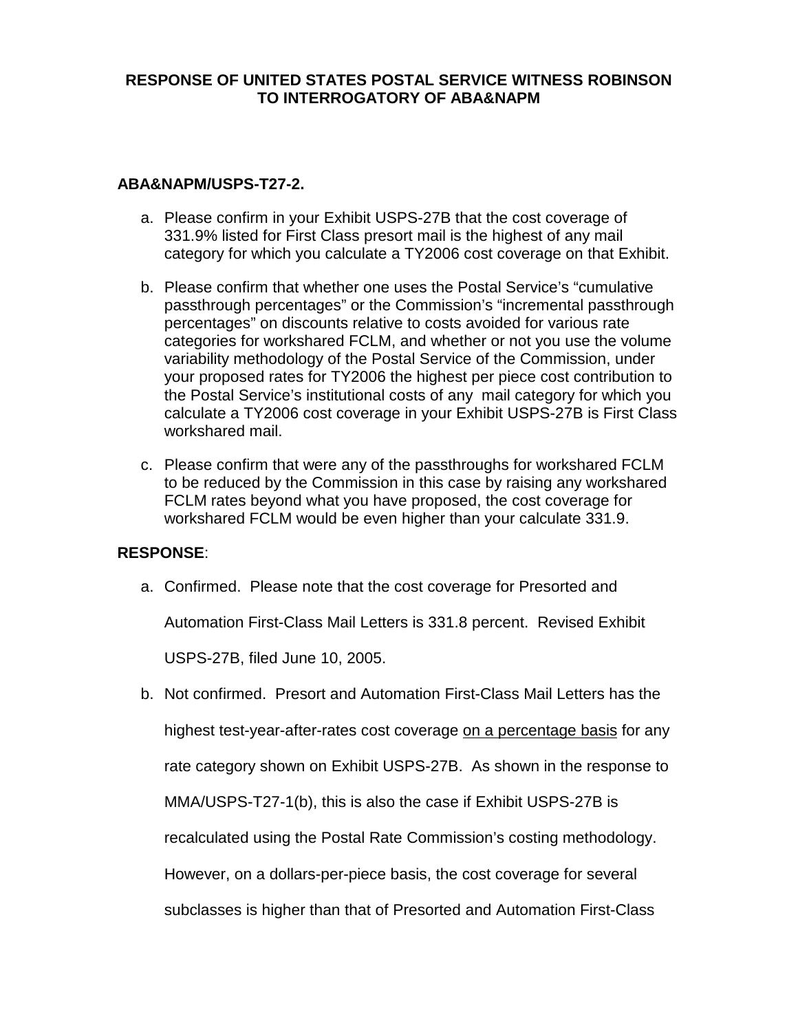**RESPONSE OF UNITED STATES POSTAL SERVICE WITNESS ROBINSON TO INTERROGATORY OF ABA&NAPM**

**ABA&NAPM/USPS-T27-2.**

a. Please confirm in your Exhibit USPS-27B that the cost coverage of 331.9% listed for First Class presort mail is the highest of any mail category for which you calculate a TY2006 cost coverage on that Exhibit.

b. Please confirm that whether one uses the Postal Service's "cumulative passthrough percentages" or the Commission's "incremental passthrough percentages" on discounts relative to costs avoided for various rate categories for workshared FCLM, and whether or not you use the volume variability methodology of the Postal Service of the Commission, under your proposed rates for TY2006 the highest per piece cost contribution to the Postal Service's institutional costs of any mail category for which you calculate a TY2006 cost coverage in your Exhibit USPS-27B is First Class workshared mail.

c. Please confirm that were any of the passthroughs for workshared FCLM to be reduced by the Commission in this case by raising any workshared FCLM rates beyond what you have proposed, the cost coverage for workshared FCLM would be even higher than your calculate 331.9.

**RESPONSE**:

a. Confirmed. Please note that the cost coverage for Presorted and Automation First-Class Mail Letters is 331.8 percent. Revised Exhibit USPS-27B, filed June 10, 2005.

b. Not confirmed. Presort and Automation First-Class Mail Letters has the highest test-year-after-rates cost coverage <u>on a percentage basis</u> for any rate category shown on Exhibit USPS-27B. As shown in the response to MMA/USPS-T27-1(b), this is also the case if Exhibit USPS-27B is recalculated using the Postal Rate Commission's costing methodology. However, on a dollars-per-piece basis, the cost coverage for several subclasses is higher than that of Presorted and Automation First-Class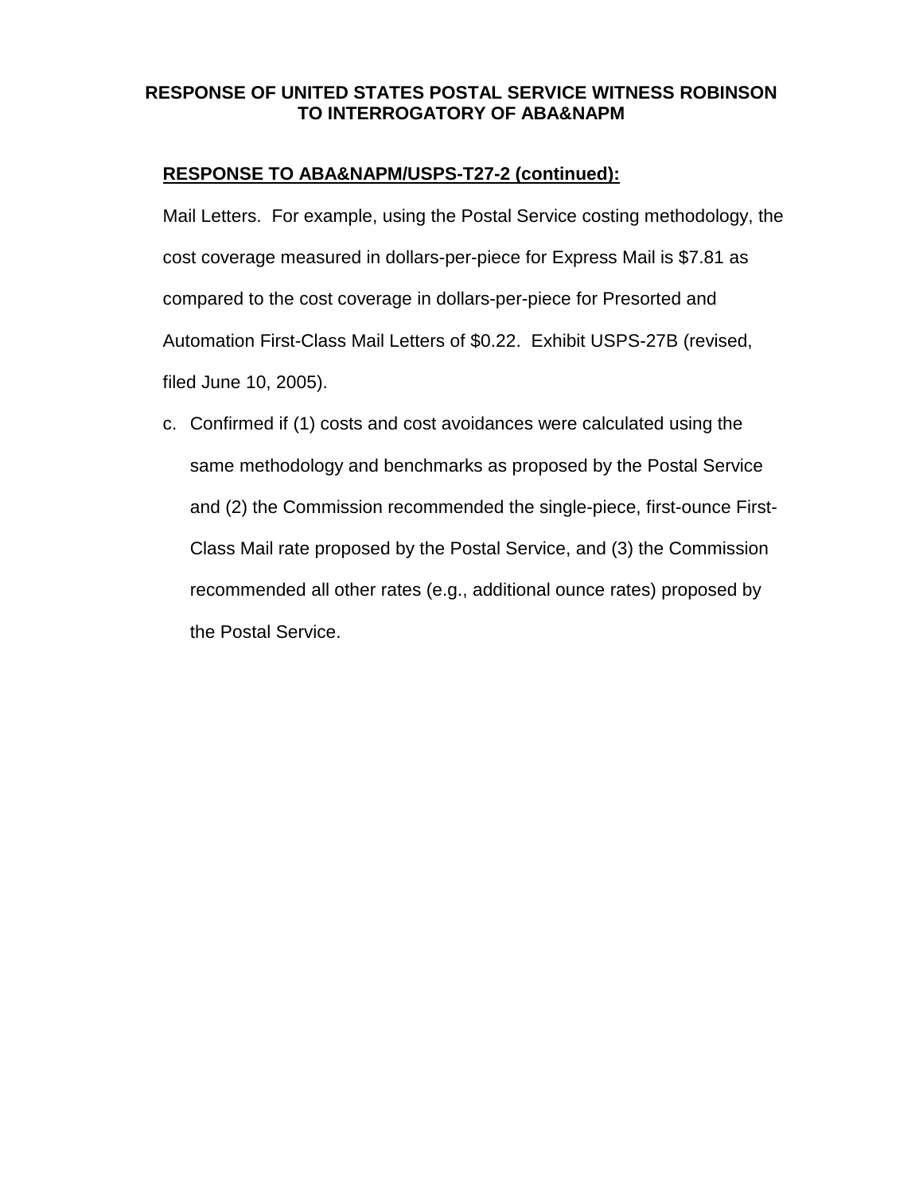**RESPONSE OF UNITED STATES POSTAL SERVICE WITNESS ROBINSON TO INTERROGATORY OF ABA&NAPM**

**RESPONSE TO ABA&NAPM/USPS-T27-2 (continued):**

Mail Letters. For example, using the Postal Service costing methodology, the cost coverage measured in dollars-per-piece for Express Mail is $7.81 as compared to the cost coverage in dollars-per-piece for Presorted and Automation First-Class Mail Letters of $0.22. Exhibit USPS-27B (revised, filed June 10, 2005).

c. Confirmed if (1) costs and cost avoidances were calculated using the same methodology and benchmarks as proposed by the Postal Service and (2) the Commission recommended the single-piece, first-ounce First-Class Mail rate proposed by the Postal Service, and (3) the Commission recommended all other rates (e.g., additional ounce rates) proposed by the Postal Service.